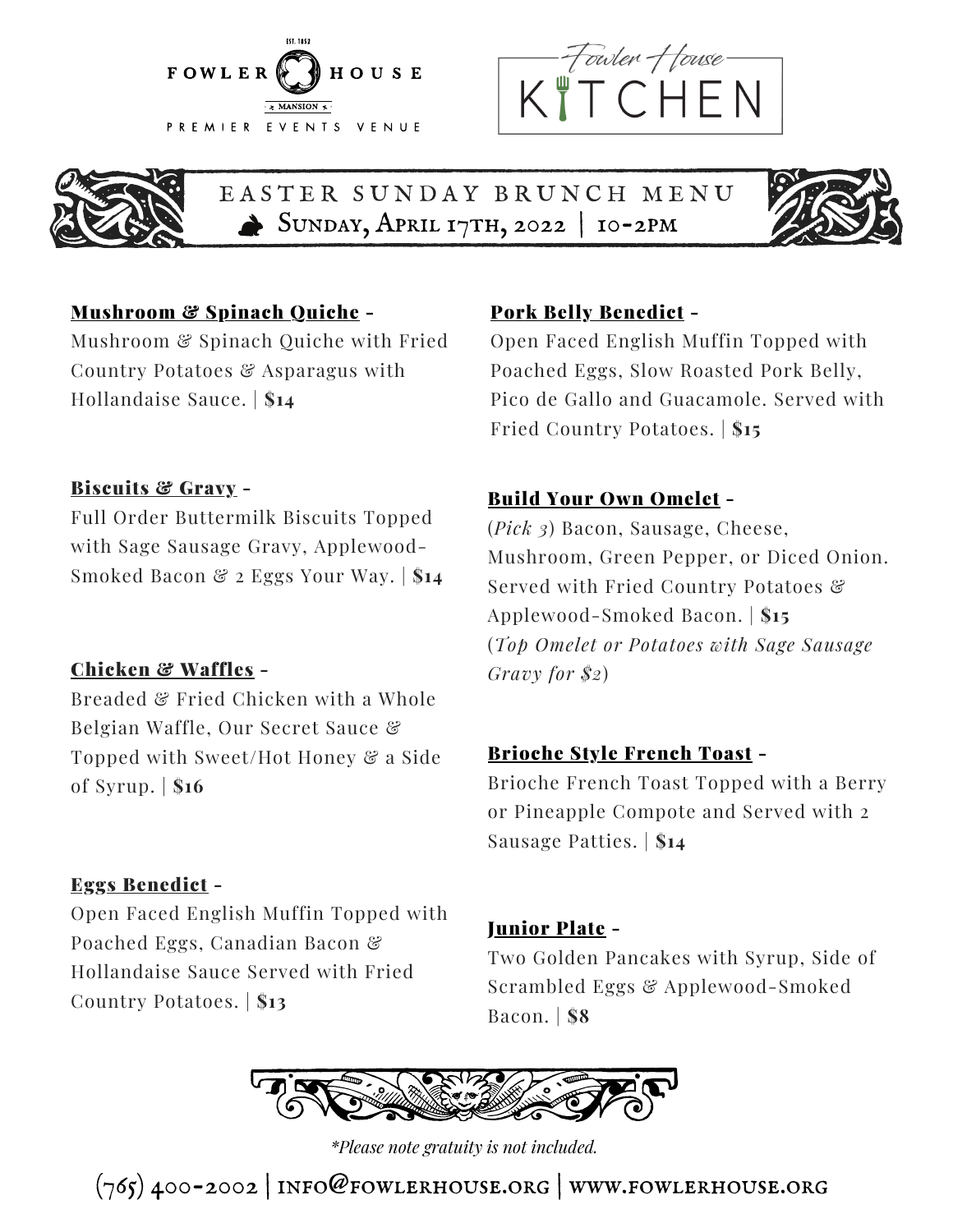EST. 1852

FOWLER HOUSE

MANSION

PREMIER EVENTS VENUE

Fowler House

KITCHEN

# EASTER SUNDAY BRUNCH MENU

## Sunday, April 17th, 2022 | 10-2PM

**Mushroom & Spinach Quiche** -
Mushroom & Spinach Quiche with Fried Country Potatoes & Asparagus with Hollandaise Sauce. | **$14**

**Biscuits & Gravy** -
Full Order Buttermilk Biscuits Topped with Sage Sausage Gravy, Applewood-Smoked Bacon & 2 Eggs Your Way. | **$14**

**Chicken & Waffles** -
Breaded & Fried Chicken with a Whole Belgian Waffle, Our Secret Sauce & Topped with Sweet/Hot Honey & a Side of Syrup. | **$16**

**Eggs Benedict** -
Open Faced English Muffin Topped with Poached Eggs, Canadian Bacon & Hollandaise Sauce Served with Fried Country Potatoes. | **$13**

**Pork Belly Benedict** -
Open Faced English Muffin Topped with Poached Eggs, Slow Roasted Pork Belly, Pico de Gallo and Guacamole. Served with Fried Country Potatoes. | **$15**

**Build Your Own Omelet** -
(*Pick 3*) Bacon, Sausage, Cheese, Mushroom, Green Pepper, or Diced Onion. Served with Fried Country Potatoes & Applewood-Smoked Bacon. | **$15**
(*Top Omelet or Potatoes with Sage Sausage Gravy for $2*)

**Brioche Style French Toast** -
Brioche French Toast Topped with a Berry or Pineapple Compote and Served with 2 Sausage Patties. | **$14**

**Junior Plate** -
Two Golden Pancakes with Syrup, Side of Scrambled Eggs & Applewood-Smoked Bacon. | **$8**

*\*Please note gratuity is not included.*

(765) 400-2002 | INFO@FOWLERHOUSE.ORG | WWW.FOWLERHOUSE.ORG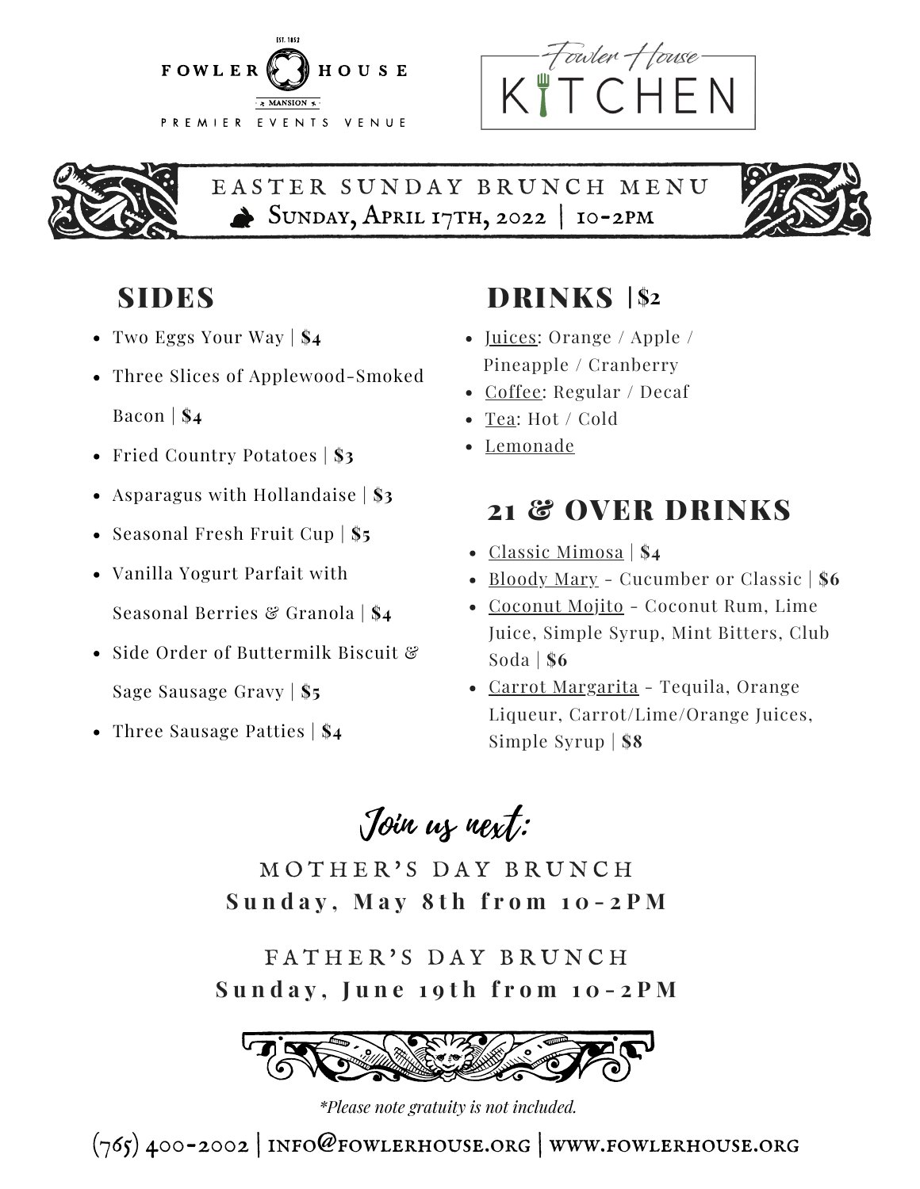FOWLER HOUSE

EST. 1852

MANSION

PREMIER EVENTS VENUE

Fowler House KITCHEN

# EASTER SUNDAY BRUNCH MENU

Sunday, April 17th, 2022 | 10-2PM

## SIDES

- Two Eggs Your Way | **$4**
- Three Slices of Applewood-Smoked Bacon | **$4**
- Fried Country Potatoes | **$3**
- Asparagus with Hollandaise | **$3**
- Seasonal Fresh Fruit Cup | **$5**
- Vanilla Yogurt Parfait with Seasonal Berries & Granola | **$4**
- Side Order of Buttermilk Biscuit & Sage Sausage Gravy | **$5**
- Three Sausage Patties | **$4**

## DRINKS | $2

- Juices: Orange / Apple / Pineapple / Cranberry
- Coffee: Regular / Decaf
- Tea: Hot / Cold
- Lemonade

## 21 & OVER DRINKS

- Classic Mimosa | **$4**
- Bloody Mary - Cucumber or Classic | **$6**
- Coconut Mojito - Coconut Rum, Lime Juice, Simple Syrup, Mint Bitters, Club Soda | **$6**
- Carrot Margarita - Tequila, Orange Liqueur, Carrot/Lime/Orange Juices, Simple Syrup | **$8**

## Join us next:

MOTHER'S DAY BRUNCH
**Sunday, May 8th from 10-2PM**

FATHER'S DAY BRUNCH
**Sunday, June 19th from 10-2PM**

*\*Please note gratuity is not included.*

(765) 400-2002 | info@fowlerhouse.org | www.fowlerhouse.org